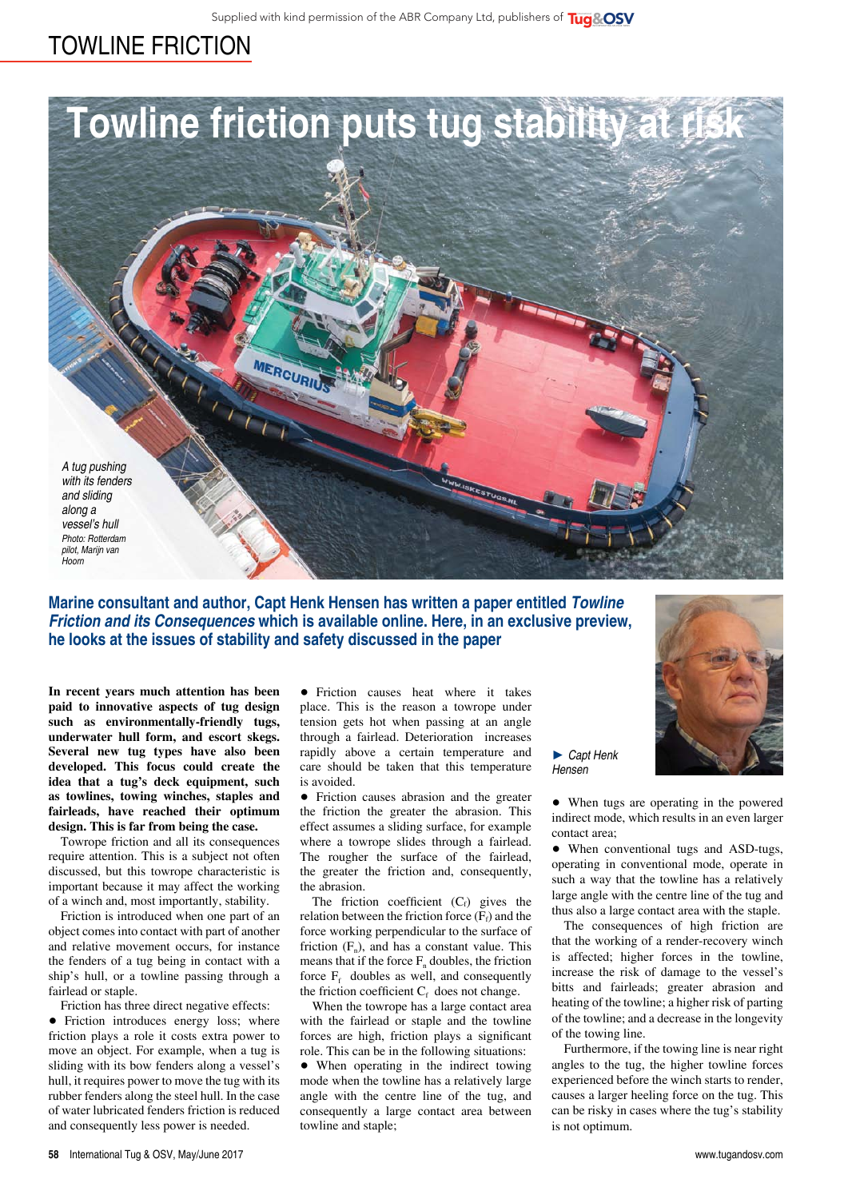Supplied with kind permission of the ABR Company Ltd, publishers of Tug&OSV

# Towline friction puts tug stability at risk

*A tug pushing with its fenders and sliding along a vessel's hull*
*Photo: Rotterdam pilot, Marijn van Hoorn*

**Marine consultant and author, Capt Henk Hensen has written a paper entitled *Towline Friction and its Consequences* which is available online. Here, in an exclusive preview, he looks at the issues of stability and safety discussed in the paper**

*Capt Henk Hensen*

**In recent years much attention has been paid to innovative aspects of tug design such as environmentally-friendly tugs, underwater hull form, and escort skegs. Several new tug types have also been developed. This focus could create the idea that a tug's deck equipment, such as towlines, towing winches, staples and fairleads, have reached their optimum design. This is far from being the case.**

Towrope friction and all its consequences require attention. This is a subject not often discussed, but this towrope characteristic is important because it may affect the working of a winch and, most importantly, stability.

Friction is introduced when one part of an object comes into contact with part of another and relative movement occurs, for instance the fenders of a tug being in contact with a ship's hull, or a towline passing through a fairlead or staple.

Friction has three direct negative effects:

- Friction introduces energy loss; where friction plays a role it costs extra power to move an object. For example, when a tug is sliding with its bow fenders along a vessel's hull, it requires power to move the tug with its rubber fenders along the steel hull. In the case of water lubricated fenders friction is reduced and consequently less power is needed.
- Friction causes heat where it takes place. This is the reason a towrope under tension gets hot when passing at an angle through a fairlead. Deterioration increases rapidly above a certain temperature and care should be taken that this temperature is avoided.
- Friction causes abrasion and the greater the friction the greater the abrasion. This effect assumes a sliding surface, for example where a towrope slides through a fairlead. The rougher the surface of the fairlead, the greater the friction and, consequently, the abrasion.

The friction coefficient ($C_f$) gives the relation between the friction force ($F_f$) and the force working perpendicular to the surface of friction ($F_n$), and has a constant value. This means that if the force $F_n$ doubles, the friction force $F_f$ doubles as well, and consequently the friction coefficient $C_f$ does not change.

When the towrope has a large contact area with the fairlead or staple and the towline forces are high, friction plays a significant role. This can be in the following situations:

- When operating in the indirect towing mode when the towline has a relatively large angle with the centre line of the tug, and consequently a large contact area between towline and staple;
- When tugs are operating in the powered indirect mode, which results in an even larger contact area;
- When conventional tugs and ASD-tugs, operating in conventional mode, operate in such a way that the towline has a relatively large angle with the centre line of the tug and thus also a large contact area with the staple.

The consequences of high friction are that the working of a render-recovery winch is affected; higher forces in the towline, increase the risk of damage to the vessel's bitts and fairleads; greater abrasion and heating of the towline; a higher risk of parting of the towline; and a decrease in the longevity of the towing line.

Furthermore, if the towing line is near right angles to the tug, the higher towline forces experienced before the winch starts to render, causes a larger heeling force on the tug. This can be risky in cases where the tug's stability is not optimum.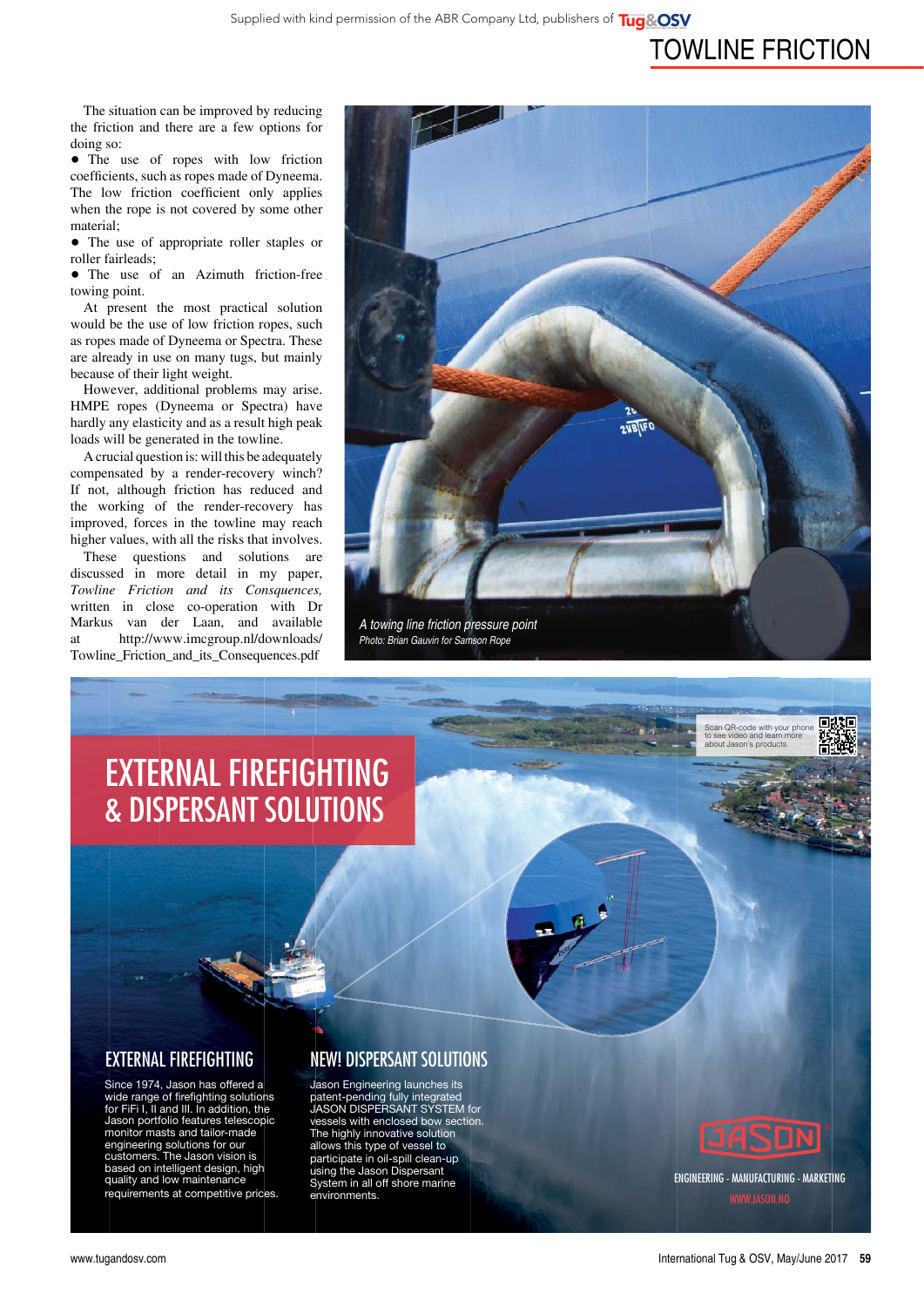The situation can be improved by reducing the friction and there are a few options for doing so:

- The use of ropes with low friction coefficients, such as ropes made of Dyneema. The low friction coefficient only applies when the rope is not covered by some other material;
- The use of appropriate roller staples or roller fairleads;
- The use of an Azimuth friction-free towing point.

At present the most practical solution would be the use of low friction ropes, such as ropes made of Dyneema or Spectra. These are already in use on many tugs, but mainly because of their light weight.

However, additional problems may arise. HMPE ropes (Dyneema or Spectra) have hardly any elasticity and as a result high peak loads will be generated in the towline.

A crucial question is: will this be adequately compensated by a render-recovery winch? If not, although friction has reduced and the working of the render-recovery has improved, forces in the towline may reach higher values, with all the risks that involves.

These questions and solutions are discussed in more detail in my paper, *Towline Friction and its Consquences,* written in close co-operation with Dr Markus van der Laan, and available at http://www.imcgroup.nl/downloads/Towline_Friction_and_its_Consequences.pdf

*A towing line friction pressure point*
*Photo: Brian Gauvin for Samson Rope*

# EXTERNAL FIREFIGHTING & DISPERSANT SOLUTIONS

Scan QR-code with your phone to see video and learn more about Jason's products.

## EXTERNAL FIREFIGHTING

Since 1974, Jason has offered a wide range of firefighting solutions for FiFi I, II and III. In addition, the Jason portfolio features telescopic monitor masts and tailor-made engineering solutions for our customers. The Jason vision is based on intelligent design, high quality and low maintenance requirements at competitive prices.

## NEW! DISPERSANT SOLUTIONS

Jason Engineering launches its patent-pending fully integrated JASON DISPERSANT SYSTEM for vessels with enclosed bow section. The highly innovative solution allows this type of vessel to participate in oil-spill clean-up using the Jason Dispersant System in all off shore marine environments.

JASON

ENGINEERING - MANUFACTURING - MARKETING

WWW.JASON.NO